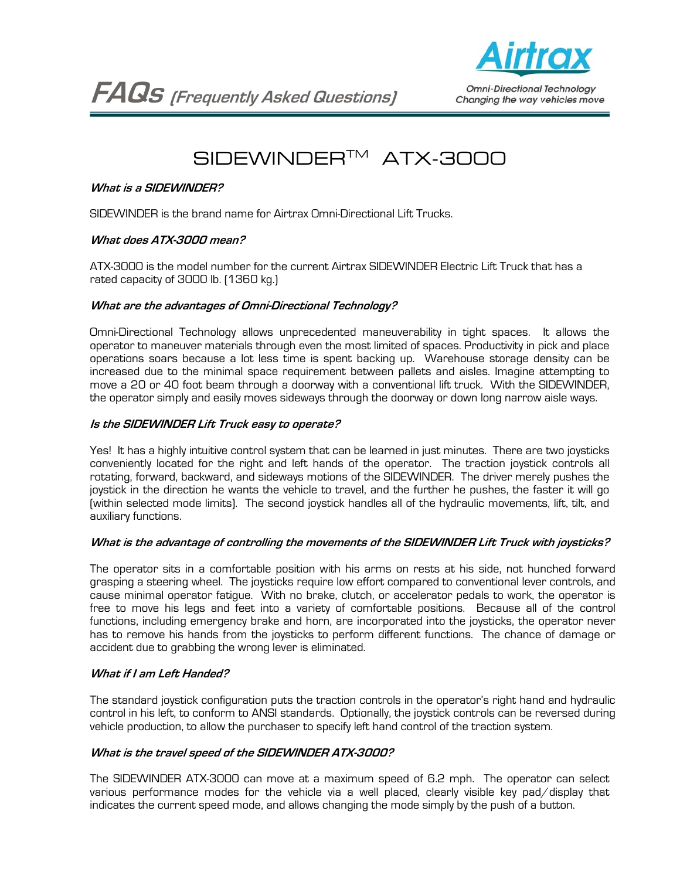# FAQs *(Frequently Asked Questions)*

**Airtrax**
*Omni-Directional Technology*
*Changing the way vehicles move*

## SIDEWINDER™ ATX-3000

### *What is a SIDEWINDER?*

SIDEWINDER is the brand name for Airtrax Omni-Directional Lift Trucks.

### *What does ATX-3000 mean?*

ATX-3000 is the model number for the current Airtrax SIDEWINDER Electric Lift Truck that has a rated capacity of 3000 lb. (1360 kg.)

### *What are the advantages of Omni-Directional Technology?*

Omni-Directional Technology allows unprecedented maneuverability in tight spaces. It allows the operator to maneuver materials through even the most limited of spaces. Productivity in pick and place operations soars because a lot less time is spent backing up. Warehouse storage density can be increased due to the minimal space requirement between pallets and aisles. Imagine attempting to move a 20 or 40 foot beam through a doorway with a conventional lift truck. With the SIDEWINDER, the operator simply and easily moves sideways through the doorway or down long narrow aisle ways.

### *Is the SIDEWINDER Lift Truck easy to operate?*

Yes! It has a highly intuitive control system that can be learned in just minutes. There are two joysticks conveniently located for the right and left hands of the operator. The traction joystick controls all rotating, forward, backward, and sideways motions of the SIDEWINDER. The driver merely pushes the joystick in the direction he wants the vehicle to travel, and the further he pushes, the faster it will go (within selected mode limits). The second joystick handles all of the hydraulic movements, lift, tilt, and auxiliary functions.

### *What is the advantage of controlling the movements of the SIDEWINDER Lift Truck with joysticks?*

The operator sits in a comfortable position with his arms on rests at his side, not hunched forward grasping a steering wheel. The joysticks require low effort compared to conventional lever controls, and cause minimal operator fatigue. With no brake, clutch, or accelerator pedals to work, the operator is free to move his legs and feet into a variety of comfortable positions. Because all of the control functions, including emergency brake and horn, are incorporated into the joysticks, the operator never has to remove his hands from the joysticks to perform different functions. The chance of damage or accident due to grabbing the wrong lever is eliminated.

### *What if I am Left Handed?*

The standard joystick configuration puts the traction controls in the operator's right hand and hydraulic control in his left, to conform to ANSI standards. Optionally, the joystick controls can be reversed during vehicle production, to allow the purchaser to specify left hand control of the traction system.

### *What is the travel speed of the SIDEWINDER ATX-3000?*

The SIDEWINDER ATX-3000 can move at a maximum speed of 6.2 mph. The operator can select various performance modes for the vehicle via a well placed, clearly visible key pad/display that indicates the current speed mode, and allows changing the mode simply by the push of a button.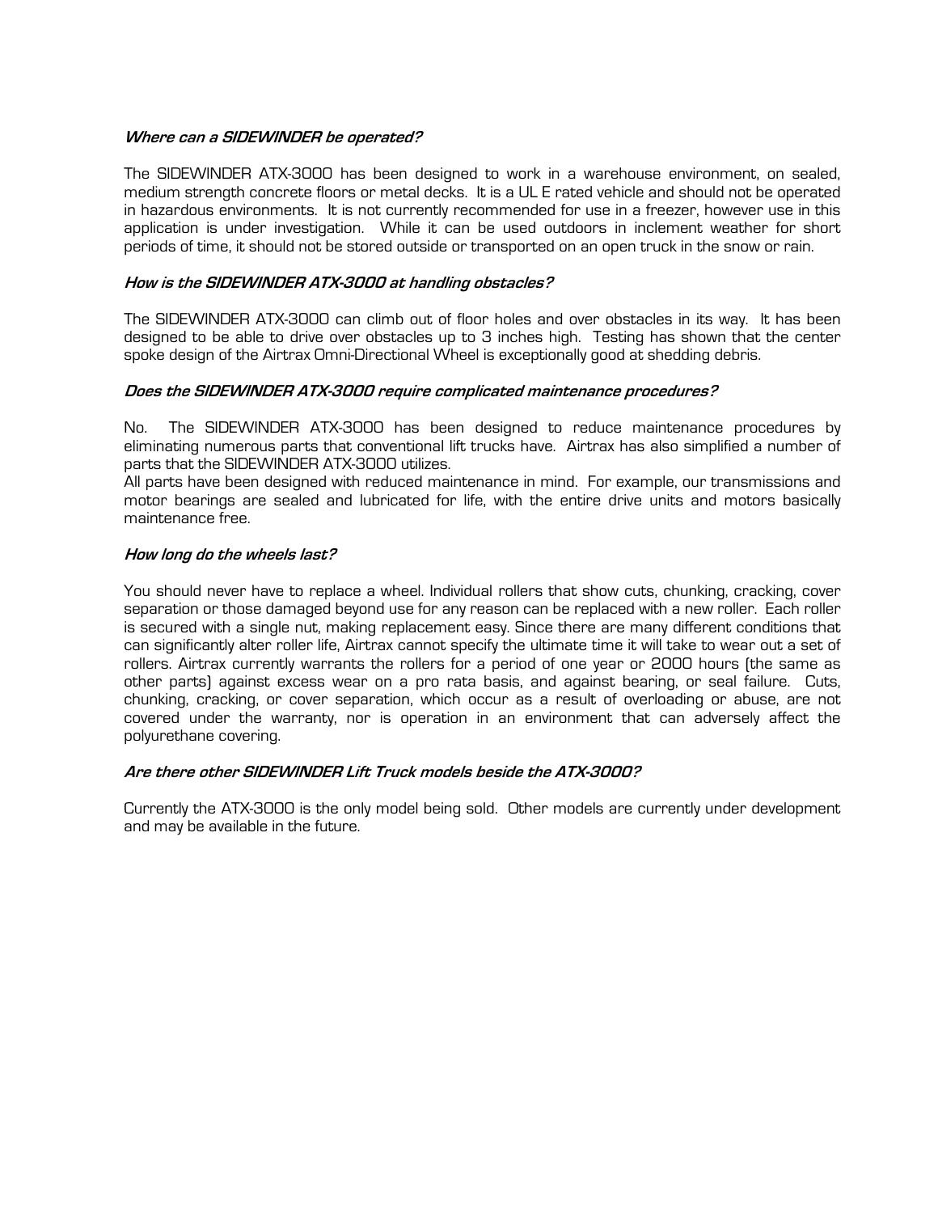### *Where can a SIDEWINDER be operated?*

The SIDEWINDER ATX-3000 has been designed to work in a warehouse environment, on sealed, medium strength concrete floors or metal decks. It is a UL E rated vehicle and should not be operated in hazardous environments. It is not currently recommended for use in a freezer, however use in this application is under investigation. While it can be used outdoors in inclement weather for short periods of time, it should not be stored outside or transported on an open truck in the snow or rain.

### *How is the SIDEWINDER ATX-3000 at handling obstacles?*

The SIDEWINDER ATX-3000 can climb out of floor holes and over obstacles in its way. It has been designed to be able to drive over obstacles up to 3 inches high. Testing has shown that the center spoke design of the Airtrax Omni-Directional Wheel is exceptionally good at shedding debris.

### *Does the SIDEWINDER ATX-3000 require complicated maintenance procedures?*

No. The SIDEWINDER ATX-3000 has been designed to reduce maintenance procedures by eliminating numerous parts that conventional lift trucks have. Airtrax has also simplified a number of parts that the SIDEWINDER ATX-3000 utilizes.
All parts have been designed with reduced maintenance in mind. For example, our transmissions and motor bearings are sealed and lubricated for life, with the entire drive units and motors basically maintenance free.

### *How long do the wheels last?*

You should never have to replace a wheel. Individual rollers that show cuts, chunking, cracking, cover separation or those damaged beyond use for any reason can be replaced with a new roller. Each roller is secured with a single nut, making replacement easy. Since there are many different conditions that can significantly alter roller life, Airtrax cannot specify the ultimate time it will take to wear out a set of rollers. Airtrax currently warrants the rollers for a period of one year or 2000 hours (the same as other parts) against excess wear on a pro rata basis, and against bearing, or seal failure. Cuts, chunking, cracking, or cover separation, which occur as a result of overloading or abuse, are not covered under the warranty, nor is operation in an environment that can adversely affect the polyurethane covering.

### *Are there other SIDEWINDER Lift Truck models beside the ATX-3000?*

Currently the ATX-3000 is the only model being sold. Other models are currently under development and may be available in the future.